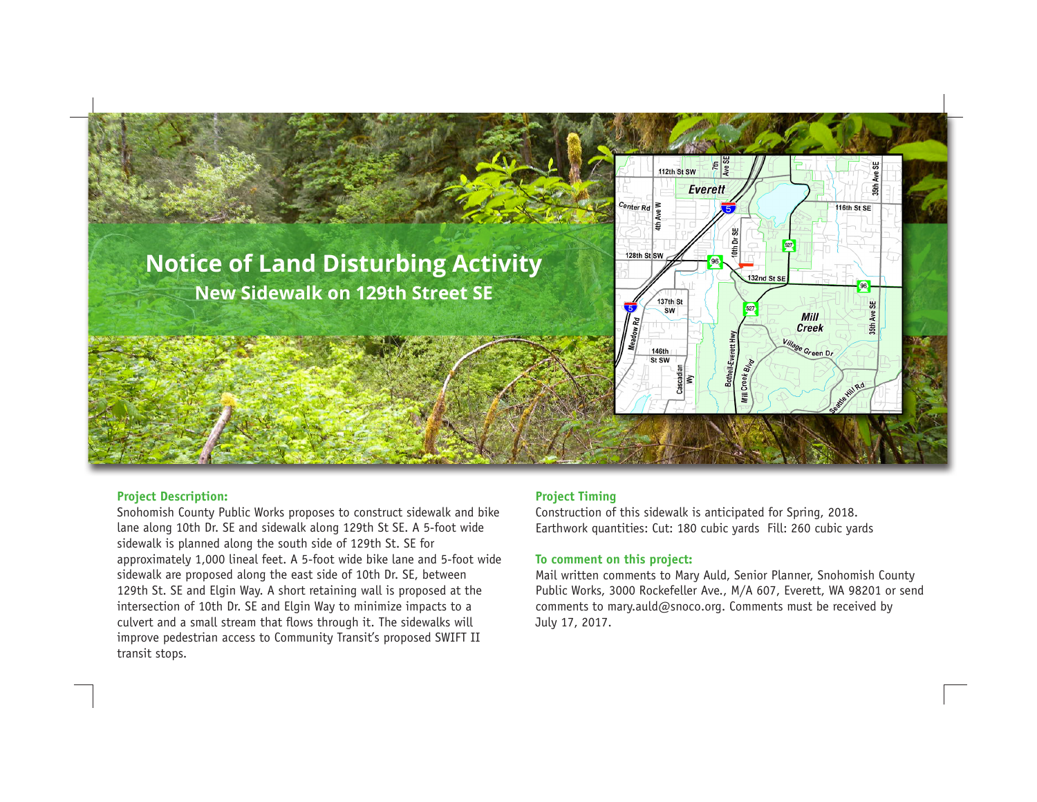# Notice of Land Disturbing Activity

## New Sidewalk on 129th Street SE

**Project Description:**

Snohomish County Public Works proposes to construct sidewalk and bike lane along 10th Dr. SE and sidewalk along 129th St SE. A 5-foot wide sidewalk is planned along the south side of 129th St. SE for approximately 1,000 lineal feet. A 5-foot wide bike lane and 5-foot wide sidewalk are proposed along the east side of 10th Dr. SE, between 129th St. SE and Elgin Way. A short retaining wall is proposed at the intersection of 10th Dr. SE and Elgin Way to minimize impacts to a culvert and a small stream that flows through it. The sidewalks will improve pedestrian access to Community Transit's proposed SWIFT II transit stops.

**Project Timing**

Construction of this sidewalk is anticipated for Spring, 2018.
Earthwork quantities: Cut: 180 cubic yards Fill: 260 cubic yards

**To comment on this project:**

Mail written comments to Mary Auld, Senior Planner, Snohomish County Public Works, 3000 Rockefeller Ave., M/A 607, Everett, WA 98201 or send comments to mary.auld@snoco.org. Comments must be received by July 17, 2017.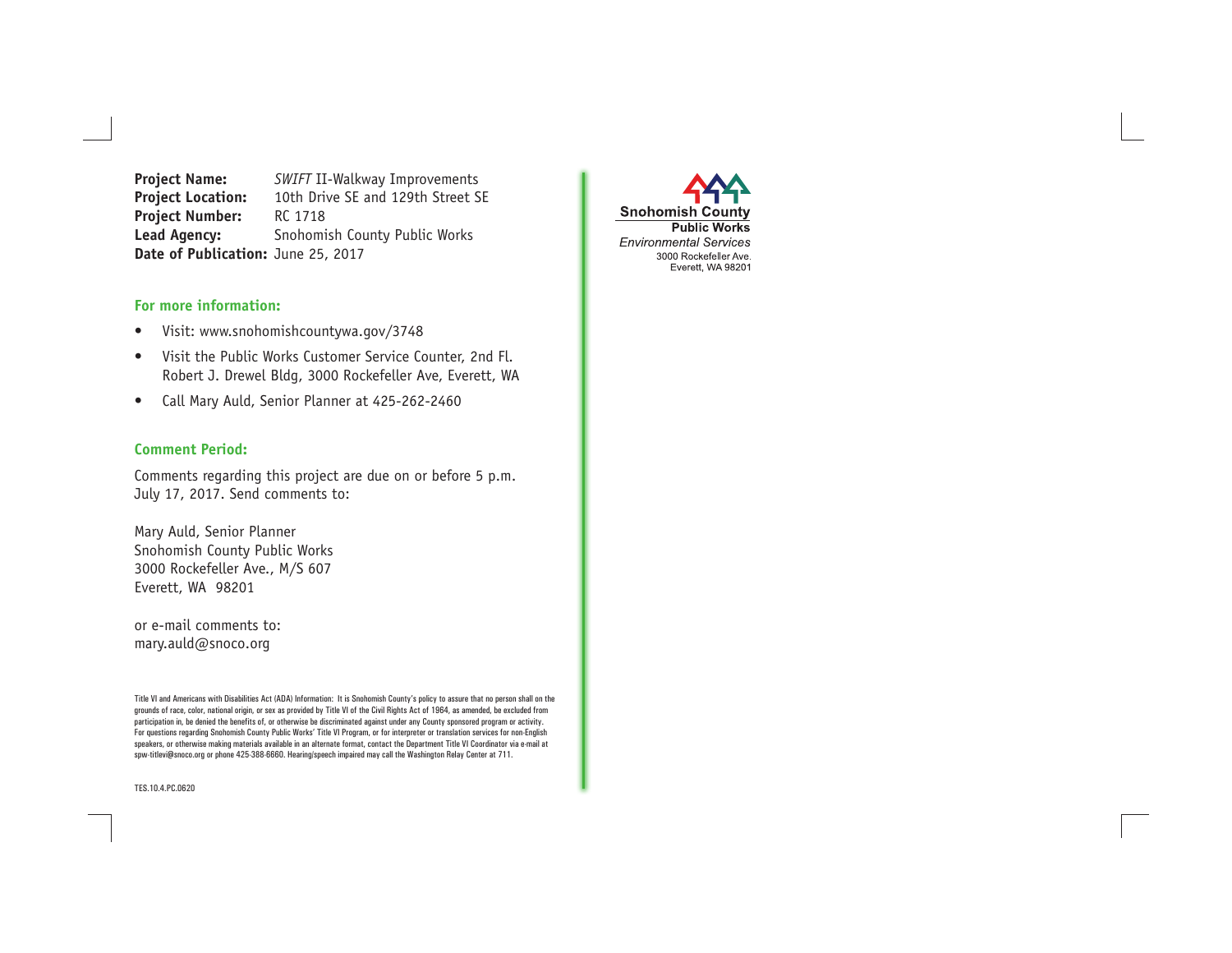**Project Name:** *SWIFT* II-Walkway Improvements
**Project Location:** 10th Drive SE and 129th Street SE
**Project Number:** RC 1718
**Lead Agency:** Snohomish County Public Works
**Date of Publication:** June 25, 2017

## For more information:

- Visit: www.snohomishcountywa.gov/3748
- Visit the Public Works Customer Service Counter, 2nd Fl. Robert J. Drewel Bldg, 3000 Rockefeller Ave, Everett, WA
- Call Mary Auld, Senior Planner at 425-262-2460

## Comment Period:

Comments regarding this project are due on or before 5 p.m. July 17, 2017. Send comments to:

Mary Auld, Senior Planner
Snohomish County Public Works
3000 Rockefeller Ave., M/S 607
Everett, WA 98201

or e-mail comments to:
mary.auld@snoco.org

Title VI and Americans with Disabilities Act (ADA) Information: It is Snohomish County's policy to assure that no person shall on the grounds of race, color, national origin, or sex as provided by Title VI of the Civil Rights Act of 1964, as amended, be excluded from participation in, be denied the benefits of, or otherwise be discriminated against under any County sponsored program or activity. For questions regarding Snohomish County Public Works' Title VI Program, or for interpreter or translation services for non-English speakers, or otherwise making materials available in an alternate format, contact the Department Title VI Coordinator via e-mail at spw-titlevi@snoco.org or phone 425-388-6660. Hearing/speech impaired may call the Washington Relay Center at 711.

TES.10.4.PC.0620

**Snohomish County**
**Public Works**
*Environmental Services*
3000 Rockefeller Ave.
Everett, WA 98201